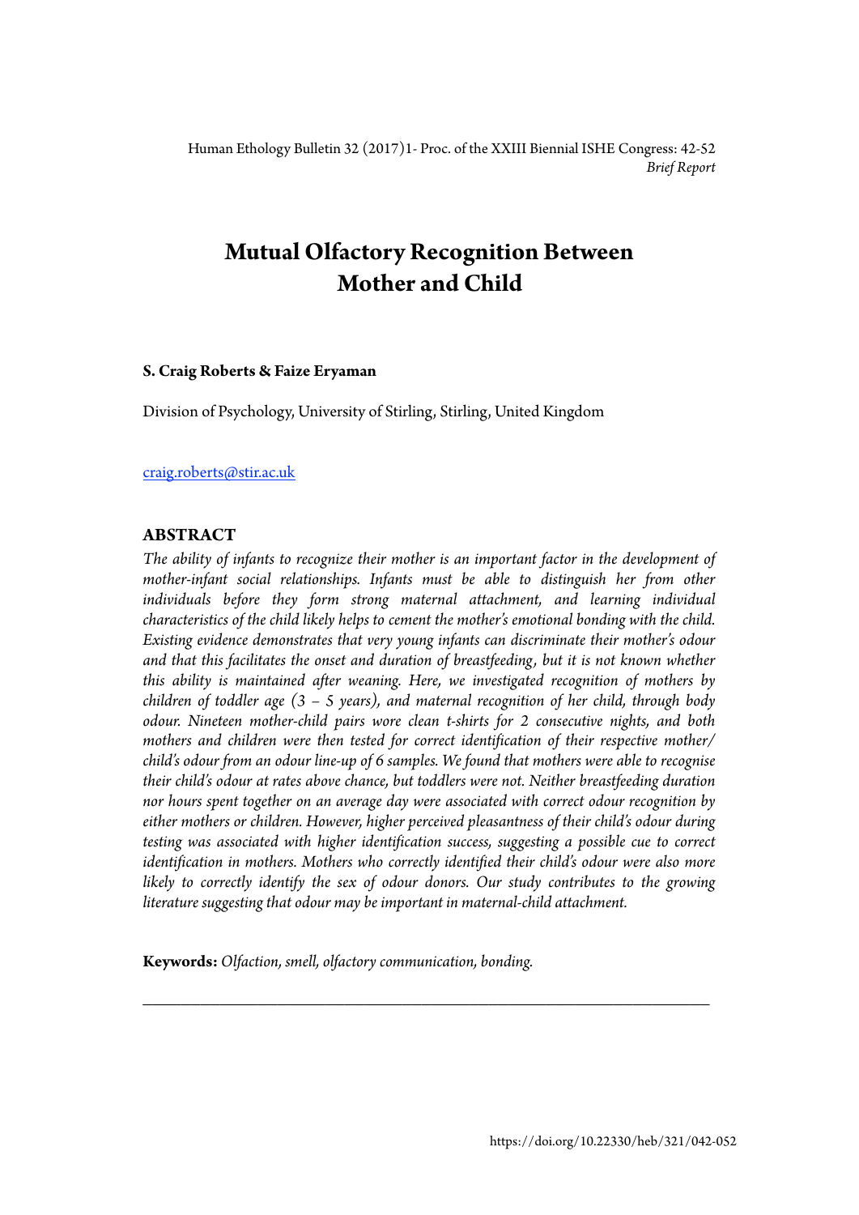*Brief Report*

# Mutual Olfactory Recognition Between Mother and Child

**S. Craig Roberts & Faize Eryaman**

Division of Psychology, University of Stirling, Stirling, United Kingdom

craig.roberts@stir.ac.uk

## ABSTRACT

*The ability of infants to recognize their mother is an important factor in the development of mother-infant social relationships. Infants must be able to distinguish her from other individuals before they form strong maternal attachment, and learning individual characteristics of the child likely helps to cement the mother's emotional bonding with the child. Existing evidence demonstrates that very young infants can discriminate their mother's odour and that this facilitates the onset and duration of breastfeeding, but it is not known whether this ability is maintained after weaning. Here, we investigated recognition of mothers by children of toddler age (3 – 5 years), and maternal recognition of her child, through body odour. Nineteen mother-child pairs wore clean t-shirts for 2 consecutive nights, and both mothers and children were then tested for correct identification of their respective mother/child's odour from an odour line-up of 6 samples. We found that mothers were able to recognise their child's odour at rates above chance, but toddlers were not. Neither breastfeeding duration nor hours spent together on an average day were associated with correct odour recognition by either mothers or children. However, higher perceived pleasantness of their child's odour during testing was associated with higher identification success, suggesting a possible cue to correct identification in mothers. Mothers who correctly identified their child's odour were also more likely to correctly identify the sex of odour donors. Our study contributes to the growing literature suggesting that odour may be important in maternal-child attachment.*

**Keywords:** *Olfaction, smell, olfactory communication, bonding.*

---

https://doi.org/10.22330/heb/321/042-052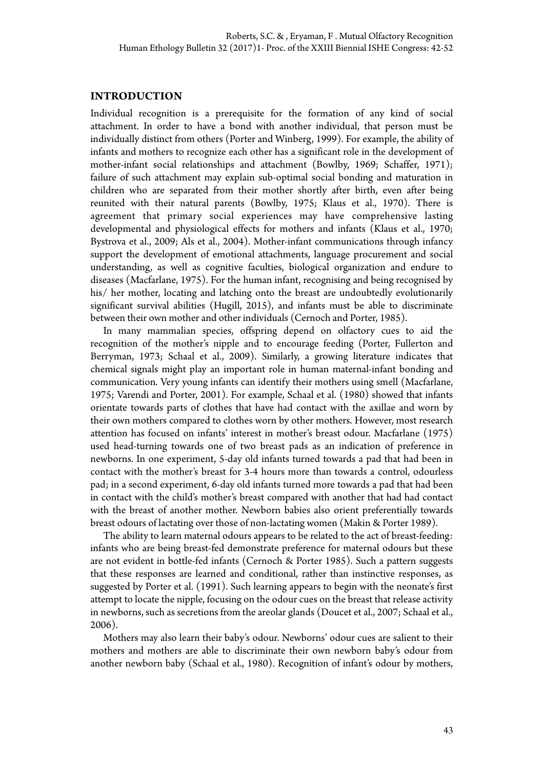## INTRODUCTION

Individual recognition is a prerequisite for the formation of any kind of social attachment. In order to have a bond with another individual, that person must be individually distinct from others (Porter and Winberg, 1999). For example, the ability of infants and mothers to recognize each other has a significant role in the development of mother-infant social relationships and attachment (Bowlby, 1969; Schaffer, 1971); failure of such attachment may explain sub-optimal social bonding and maturation in children who are separated from their mother shortly after birth, even after being reunited with their natural parents (Bowlby, 1975; Klaus et al., 1970). There is agreement that primary social experiences may have comprehensive lasting developmental and physiological effects for mothers and infants (Klaus et al., 1970; Bystrova et al., 2009; Als et al., 2004). Mother-infant communications through infancy support the development of emotional attachments, language procurement and social understanding, as well as cognitive faculties, biological organization and endure to diseases (Macfarlane, 1975). For the human infant, recognising and being recognised by his/ her mother, locating and latching onto the breast are undoubtedly evolutionarily significant survival abilities (Hugill, 2015), and infants must be able to discriminate between their own mother and other individuals (Cernoch and Porter, 1985).

In many mammalian species, offspring depend on olfactory cues to aid the recognition of the mother's nipple and to encourage feeding (Porter, Fullerton and Berryman, 1973; Schaal et al., 2009). Similarly, a growing literature indicates that chemical signals might play an important role in human maternal-infant bonding and communication. Very young infants can identify their mothers using smell (Macfarlane, 1975; Varendi and Porter, 2001). For example, Schaal et al. (1980) showed that infants orientate towards parts of clothes that have had contact with the axillae and worn by their own mothers compared to clothes worn by other mothers. However, most research attention has focused on infants' interest in mother's breast odour. Macfarlane (1975) used head-turning towards one of two breast pads as an indication of preference in newborns. In one experiment, 5-day old infants turned towards a pad that had been in contact with the mother's breast for 3-4 hours more than towards a control, odourless pad; in a second experiment, 6-day old infants turned more towards a pad that had been in contact with the child's mother's breast compared with another that had had contact with the breast of another mother. Newborn babies also orient preferentially towards breast odours of lactating over those of non-lactating women (Makin & Porter 1989).

The ability to learn maternal odours appears to be related to the act of breast-feeding: infants who are being breast-fed demonstrate preference for maternal odours but these are not evident in bottle-fed infants (Cernoch & Porter 1985). Such a pattern suggests that these responses are learned and conditional, rather than instinctive responses, as suggested by Porter et al. (1991). Such learning appears to begin with the neonate's first attempt to locate the nipple, focusing on the odour cues on the breast that release activity in newborns, such as secretions from the areolar glands (Doucet et al., 2007; Schaal et al., 2006).

Mothers may also learn their baby's odour. Newborns' odour cues are salient to their mothers and mothers are able to discriminate their own newborn baby's odour from another newborn baby (Schaal et al., 1980). Recognition of infant's odour by mothers,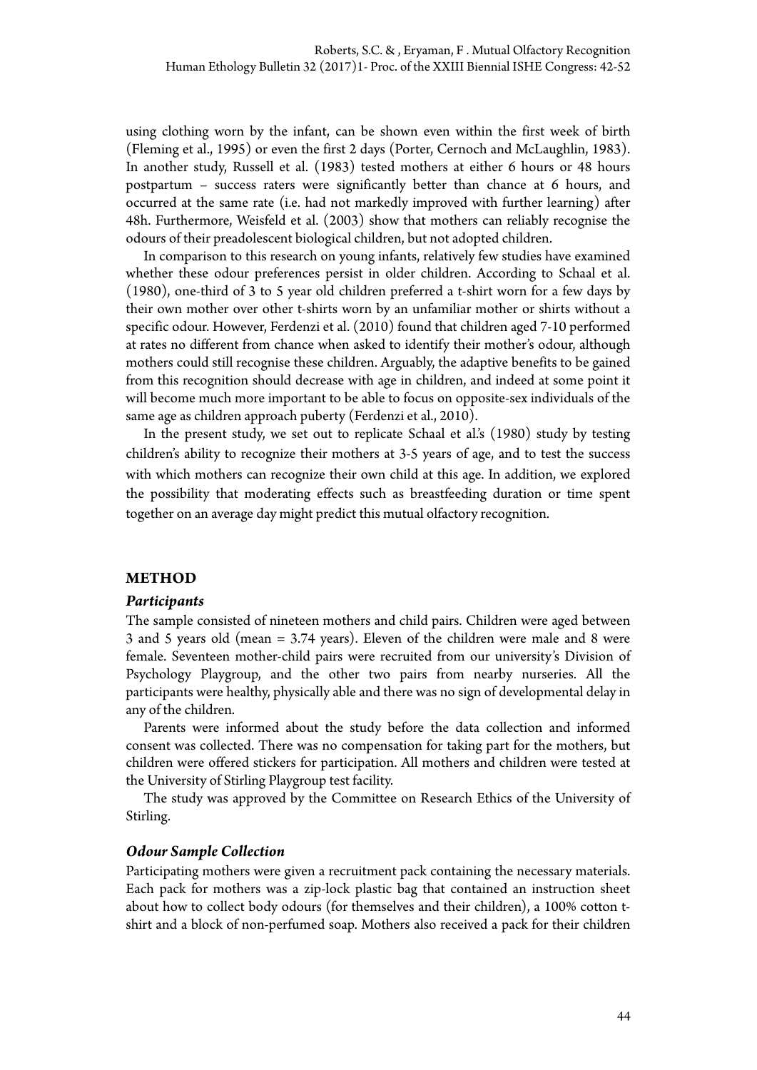using clothing worn by the infant, can be shown even within the first week of birth (Fleming et al., 1995) or even the first 2 days (Porter, Cernoch and McLaughlin, 1983). In another study, Russell et al. (1983) tested mothers at either 6 hours or 48 hours postpartum – success raters were significantly better than chance at 6 hours, and occurred at the same rate (i.e. had not markedly improved with further learning) after 48h. Furthermore, Weisfeld et al. (2003) show that mothers can reliably recognise the odours of their preadolescent biological children, but not adopted children.

In comparison to this research on young infants, relatively few studies have examined whether these odour preferences persist in older children. According to Schaal et al. (1980), one-third of 3 to 5 year old children preferred a t-shirt worn for a few days by their own mother over other t-shirts worn by an unfamiliar mother or shirts without a specific odour. However, Ferdenzi et al. (2010) found that children aged 7-10 performed at rates no different from chance when asked to identify their mother's odour, although mothers could still recognise these children. Arguably, the adaptive benefits to be gained from this recognition should decrease with age in children, and indeed at some point it will become much more important to be able to focus on opposite-sex individuals of the same age as children approach puberty (Ferdenzi et al., 2010).

In the present study, we set out to replicate Schaal et al.'s (1980) study by testing children's ability to recognize their mothers at 3-5 years of age, and to test the success with which mothers can recognize their own child at this age. In addition, we explored the possibility that moderating effects such as breastfeeding duration or time spent together on an average day might predict this mutual olfactory recognition.

## METHOD

### *Participants*

The sample consisted of nineteen mothers and child pairs. Children were aged between 3 and 5 years old (mean = 3.74 years). Eleven of the children were male and 8 were female. Seventeen mother-child pairs were recruited from our university's Division of Psychology Playgroup, and the other two pairs from nearby nurseries. All the participants were healthy, physically able and there was no sign of developmental delay in any of the children.

Parents were informed about the study before the data collection and informed consent was collected. There was no compensation for taking part for the mothers, but children were offered stickers for participation. All mothers and children were tested at the University of Stirling Playgroup test facility.

The study was approved by the Committee on Research Ethics of the University of Stirling.

### *Odour Sample Collection*

Participating mothers were given a recruitment pack containing the necessary materials. Each pack for mothers was a zip-lock plastic bag that contained an instruction sheet about how to collect body odours (for themselves and their children), a 100% cotton t-shirt and a block of non-perfumed soap. Mothers also received a pack for their children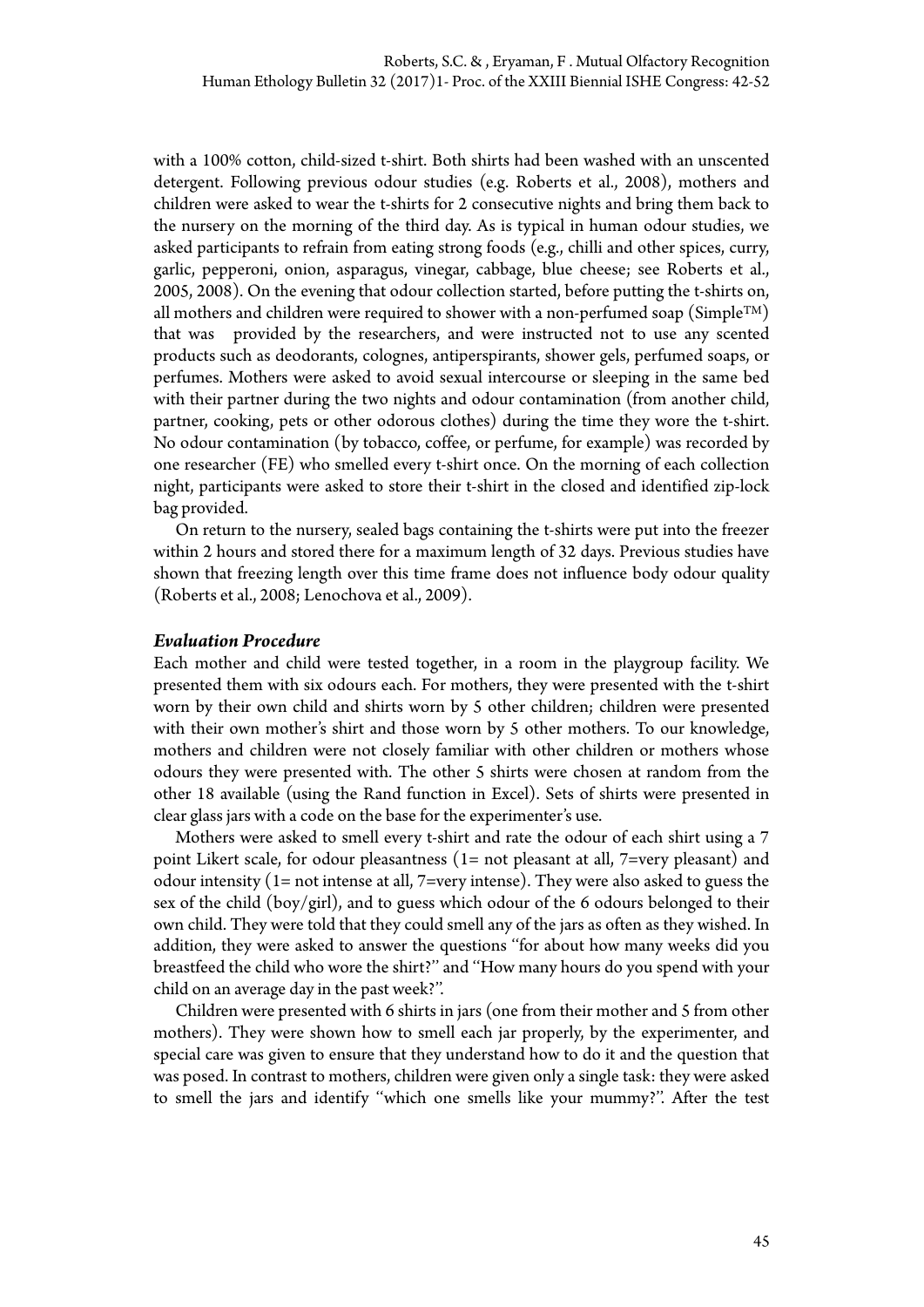with a 100% cotton, child-sized t-shirt. Both shirts had been washed with an unscented detergent. Following previous odour studies (e.g. Roberts et al., 2008), mothers and children were asked to wear the t-shirts for 2 consecutive nights and bring them back to the nursery on the morning of the third day. As is typical in human odour studies, we asked participants to refrain from eating strong foods (e.g., chilli and other spices, curry, garlic, pepperoni, onion, asparagus, vinegar, cabbage, blue cheese; see Roberts et al., 2005, 2008). On the evening that odour collection started, before putting the t-shirts on, all mothers and children were required to shower with a non-perfumed soap (Simple™) that was provided by the researchers, and were instructed not to use any scented products such as deodorants, colognes, antiperspirants, shower gels, perfumed soaps, or perfumes. Mothers were asked to avoid sexual intercourse or sleeping in the same bed with their partner during the two nights and odour contamination (from another child, partner, cooking, pets or other odorous clothes) during the time they wore the t-shirt. No odour contamination (by tobacco, coffee, or perfume, for example) was recorded by one researcher (FE) who smelled every t-shirt once. On the morning of each collection night, participants were asked to store their t-shirt in the closed and identified zip-lock bag provided.

On return to the nursery, sealed bags containing the t-shirts were put into the freezer within 2 hours and stored there for a maximum length of 32 days. Previous studies have shown that freezing length over this time frame does not influence body odour quality (Roberts et al., 2008; Lenochova et al., 2009).

### *Evaluation Procedure*

Each mother and child were tested together, in a room in the playgroup facility. We presented them with six odours each. For mothers, they were presented with the t-shirt worn by their own child and shirts worn by 5 other children; children were presented with their own mother's shirt and those worn by 5 other mothers. To our knowledge, mothers and children were not closely familiar with other children or mothers whose odours they were presented with. The other 5 shirts were chosen at random from the other 18 available (using the Rand function in Excel). Sets of shirts were presented in clear glass jars with a code on the base for the experimenter's use.

Mothers were asked to smell every t-shirt and rate the odour of each shirt using a 7 point Likert scale, for odour pleasantness (1= not pleasant at all, 7=very pleasant) and odour intensity (1= not intense at all, 7=very intense). They were also asked to guess the sex of the child (boy/girl), and to guess which odour of the 6 odours belonged to their own child. They were told that they could smell any of the jars as often as they wished. In addition, they were asked to answer the questions "for about how many weeks did you breastfeed the child who wore the shirt?" and "How many hours do you spend with your child on an average day in the past week?".

Children were presented with 6 shirts in jars (one from their mother and 5 from other mothers). They were shown how to smell each jar properly, by the experimenter, and special care was given to ensure that they understand how to do it and the question that was posed. In contrast to mothers, children were given only a single task: they were asked to smell the jars and identify "which one smells like your mummy?". After the test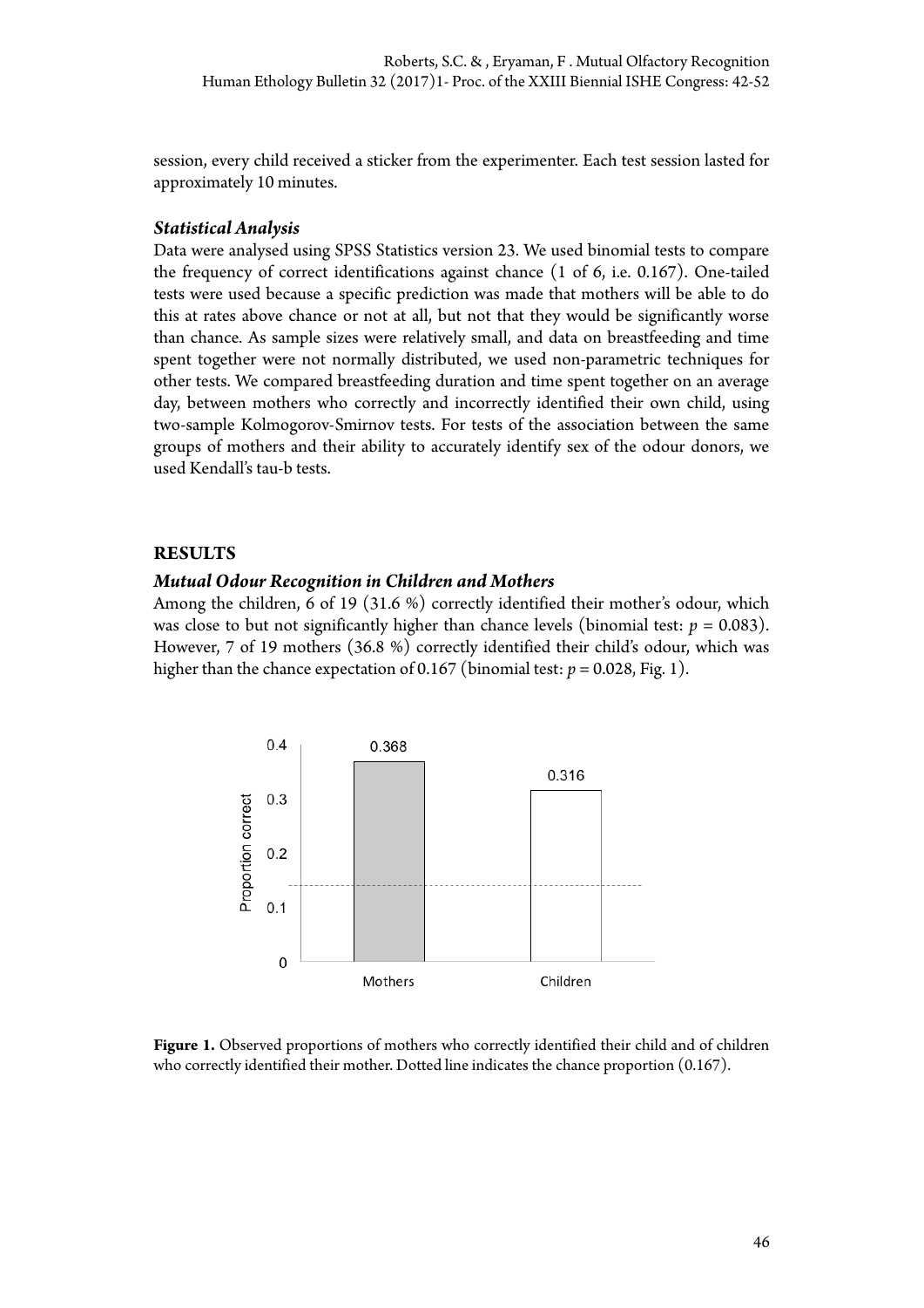session, every child received a sticker from the experimenter. Each test session lasted for approximately 10 minutes.

### *Statistical Analysis*

Data were analysed using SPSS Statistics version 23. We used binomial tests to compare the frequency of correct identifications against chance (1 of 6, i.e. 0.167). One-tailed tests were used because a specific prediction was made that mothers will be able to do this at rates above chance or not at all, but not that they would be significantly worse than chance. As sample sizes were relatively small, and data on breastfeeding and time spent together were not normally distributed, we used non-parametric techniques for other tests. We compared breastfeeding duration and time spent together on an average day, between mothers who correctly and incorrectly identified their own child, using two-sample Kolmogorov-Smirnov tests. For tests of the association between the same groups of mothers and their ability to accurately identify sex of the odour donors, we used Kendall's tau-b tests.

## RESULTS

### *Mutual Odour Recognition in Children and Mothers*

Among the children, 6 of 19 (31.6 %) correctly identified their mother's odour, which was close to but not significantly higher than chance levels (binomial test: $p = 0.083$). However, 7 of 19 mothers (36.8 %) correctly identified their child's odour, which was higher than the chance expectation of 0.167 (binomial test: $p = 0.028$, Fig. 1).

**Figure 1.** Observed proportions of mothers who correctly identified their child and of children who correctly identified their mother. Dotted line indicates the chance proportion (0.167).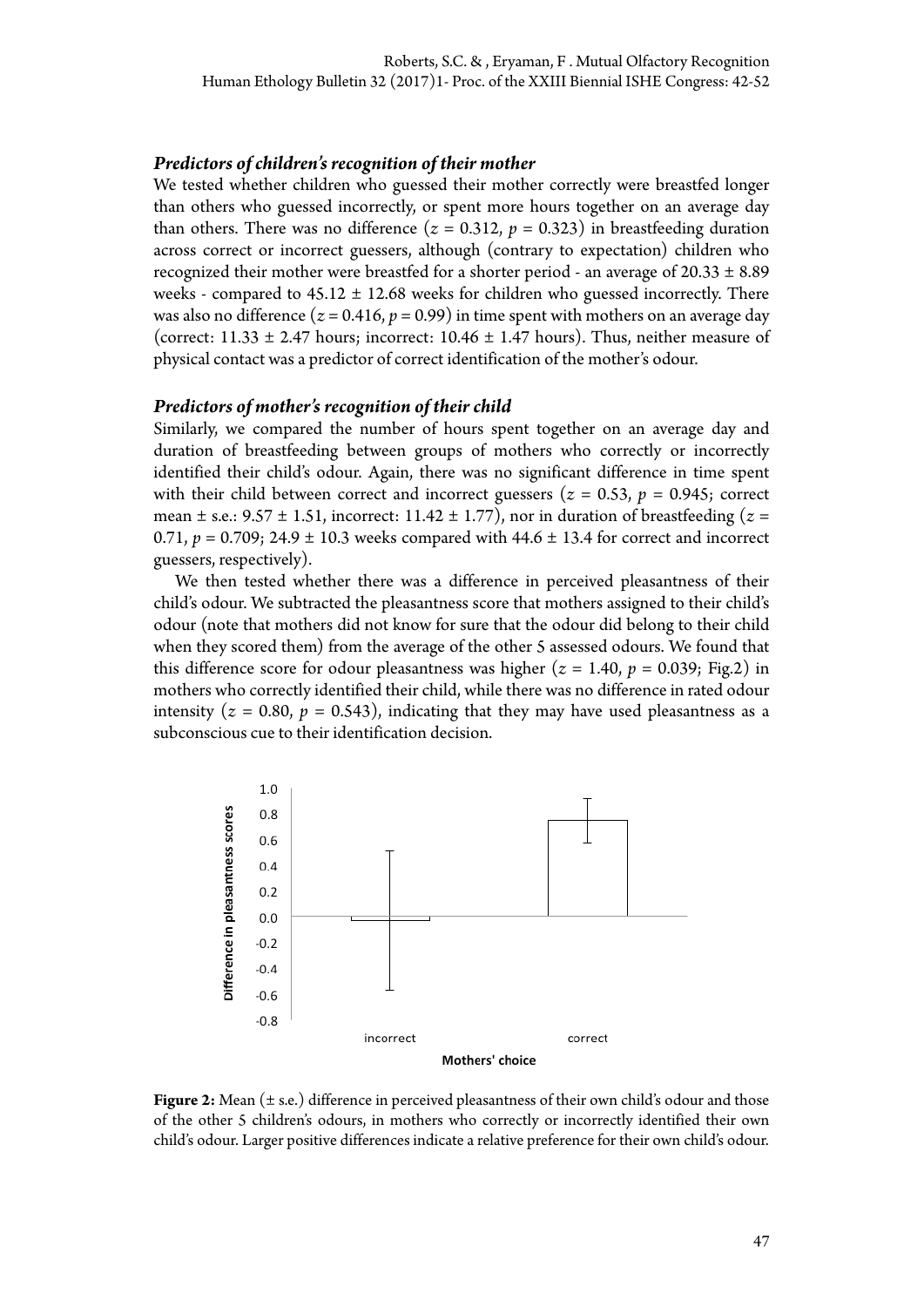### *Predictors of children's recognition of their mother*

We tested whether children who guessed their mother correctly were breastfed longer than others who guessed incorrectly, or spent more hours together on an average day than others. There was no difference ($z = 0.312$, $p = 0.323$) in breastfeeding duration across correct or incorrect guessers, although (contrary to expectation) children who recognized their mother were breastfed for a shorter period - an average of $20.33 \pm 8.89$ weeks - compared to $45.12 \pm 12.68$ weeks for children who guessed incorrectly. There was also no difference ($z = 0.416$, $p = 0.99$) in time spent with mothers on an average day (correct: $11.33 \pm 2.47$ hours; incorrect: $10.46 \pm 1.47$ hours). Thus, neither measure of physical contact was a predictor of correct identification of the mother's odour.

### *Predictors of mother's recognition of their child*

Similarly, we compared the number of hours spent together on an average day and duration of breastfeeding between groups of mothers who correctly or incorrectly identified their child's odour. Again, there was no significant difference in time spent with their child between correct and incorrect guessers ($z = 0.53$, $p = 0.945$; correct mean ± s.e.: $9.57 \pm 1.51$, incorrect: $11.42 \pm 1.77$), nor in duration of breastfeeding ($z = 0.71$, $p = 0.709$; $24.9 \pm 10.3$ weeks compared with $44.6 \pm 13.4$ for correct and incorrect guessers, respectively).

We then tested whether there was a difference in perceived pleasantness of their child's odour. We subtracted the pleasantness score that mothers assigned to their child's odour (note that mothers did not know for sure that the odour did belong to their child when they scored them) from the average of the other 5 assessed odours. We found that this difference score for odour pleasantness was higher ($z = 1.40$, $p = 0.039$; Fig.2) in mothers who correctly identified their child, while there was no difference in rated odour intensity ($z = 0.80$, $p = 0.543$), indicating that they may have used pleasantness as a subconscious cue to their identification decision.

**Figure 2:** Mean (± s.e.) difference in perceived pleasantness of their own child's odour and those of the other 5 children's odours, in mothers who correctly or incorrectly identified their own child's odour. Larger positive differences indicate a relative preference for their own child's odour.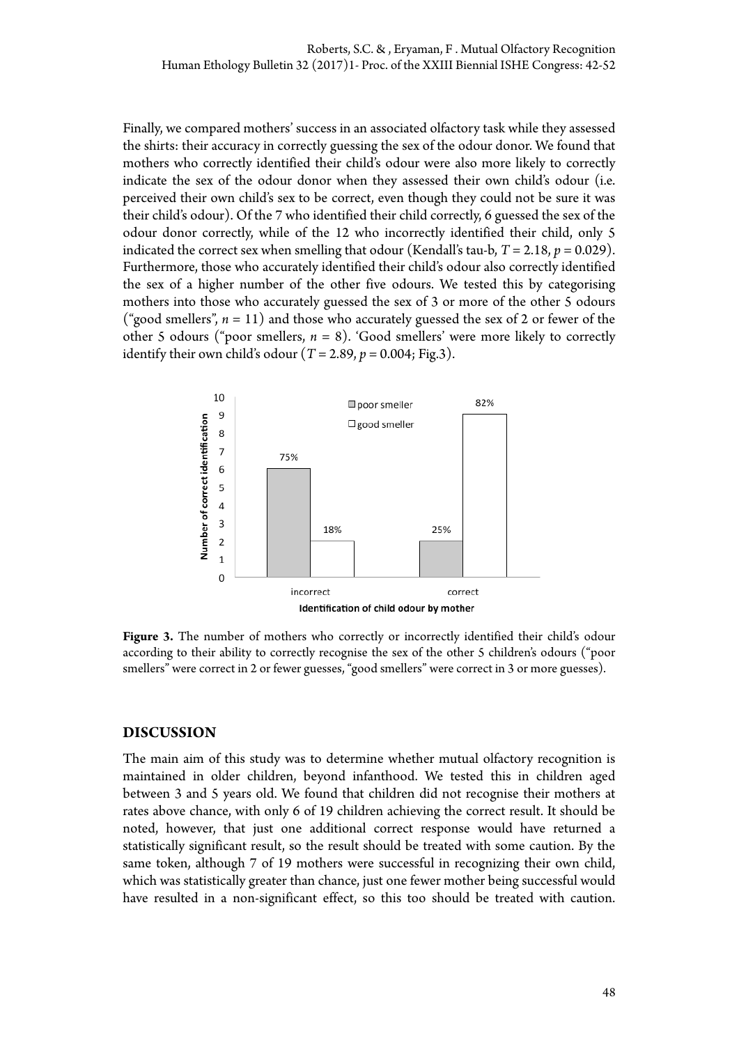Finally, we compared mothers' success in an associated olfactory task while they assessed the shirts: their accuracy in correctly guessing the sex of the odour donor. We found that mothers who correctly identified their child's odour were also more likely to correctly indicate the sex of the odour donor when they assessed their own child's odour (i.e. perceived their own child's sex to be correct, even though they could not be sure it was their child's odour). Of the 7 who identified their child correctly, 6 guessed the sex of the odour donor correctly, while of the 12 who incorrectly identified their child, only 5 indicated the correct sex when smelling that odour (Kendall's tau-b, $T = 2.18$, $p = 0.029$). Furthermore, those who accurately identified their child's odour also correctly identified the sex of a higher number of the other five odours. We tested this by categorising mothers into those who accurately guessed the sex of 3 or more of the other 5 odours ("good smellers", $n = 11$) and those who accurately guessed the sex of 2 or fewer of the other 5 odours ("poor smellers, $n = 8$). 'Good smellers' were more likely to correctly identify their own child's odour ($T = 2.89$, $p = 0.004$; Fig.3).

**Figure 3.** The number of mothers who correctly or incorrectly identified their child's odour according to their ability to correctly recognise the sex of the other 5 children's odours ("poor smellers" were correct in 2 or fewer guesses, "good smellers" were correct in 3 or more guesses).

## DISCUSSION

The main aim of this study was to determine whether mutual olfactory recognition is maintained in older children, beyond infanthood. We tested this in children aged between 3 and 5 years old. We found that children did not recognise their mothers at rates above chance, with only 6 of 19 children achieving the correct result. It should be noted, however, that just one additional correct response would have returned a statistically significant result, so the result should be treated with some caution. By the same token, although 7 of 19 mothers were successful in recognizing their own child, which was statistically greater than chance, just one fewer mother being successful would have resulted in a non-significant effect, so this too should be treated with caution.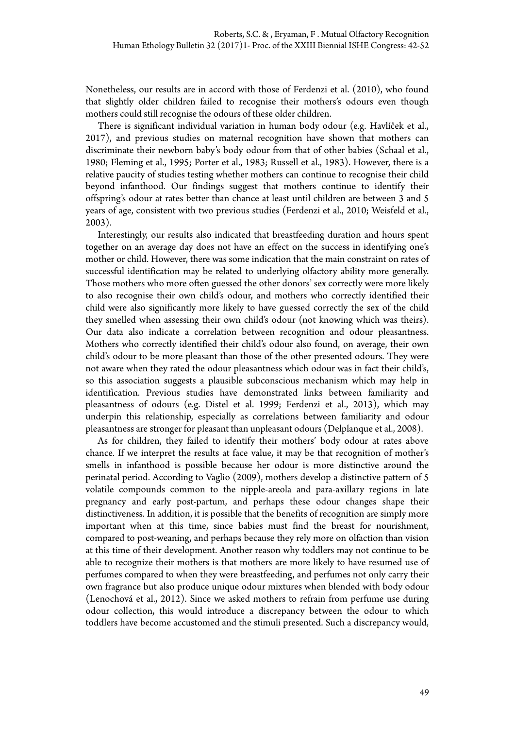Nonetheless, our results are in accord with those of Ferdenzi et al. (2010), who found that slightly older children failed to recognise their mothers's odours even though mothers could still recognise the odours of these older children.

There is significant individual variation in human body odour (e.g. Havlíček et al., 2017), and previous studies on maternal recognition have shown that mothers can discriminate their newborn baby's body odour from that of other babies (Schaal et al., 1980; Fleming et al., 1995; Porter et al., 1983; Russell et al., 1983). However, there is a relative paucity of studies testing whether mothers can continue to recognise their child beyond infanthood. Our findings suggest that mothers continue to identify their offspring's odour at rates better than chance at least until children are between 3 and 5 years of age, consistent with two previous studies (Ferdenzi et al., 2010; Weisfeld et al., 2003).

Interestingly, our results also indicated that breastfeeding duration and hours spent together on an average day does not have an effect on the success in identifying one's mother or child. However, there was some indication that the main constraint on rates of successful identification may be related to underlying olfactory ability more generally. Those mothers who more often guessed the other donors' sex correctly were more likely to also recognise their own child's odour, and mothers who correctly identified their child were also significantly more likely to have guessed correctly the sex of the child they smelled when assessing their own child's odour (not knowing which was theirs). Our data also indicate a correlation between recognition and odour pleasantness. Mothers who correctly identified their child's odour also found, on average, their own child's odour to be more pleasant than those of the other presented odours. They were not aware when they rated the odour pleasantness which odour was in fact their child's, so this association suggests a plausible subconscious mechanism which may help in identification. Previous studies have demonstrated links between familiarity and pleasantness of odours (e.g. Distel et al. 1999; Ferdenzi et al., 2013), which may underpin this relationship, especially as correlations between familiarity and odour pleasantness are stronger for pleasant than unpleasant odours (Delplanque et al., 2008).

As for children, they failed to identify their mothers' body odour at rates above chance. If we interpret the results at face value, it may be that recognition of mother's smells in infanthood is possible because her odour is more distinctive around the perinatal period. According to Vaglio (2009), mothers develop a distinctive pattern of 5 volatile compounds common to the nipple-areola and para-axillary regions in late pregnancy and early post-partum, and perhaps these odour changes shape their distinctiveness. In addition, it is possible that the benefits of recognition are simply more important when at this time, since babies must find the breast for nourishment, compared to post-weaning, and perhaps because they rely more on olfaction than vision at this time of their development. Another reason why toddlers may not continue to be able to recognize their mothers is that mothers are more likely to have resumed use of perfumes compared to when they were breastfeeding, and perfumes not only carry their own fragrance but also produce unique odour mixtures when blended with body odour (Lenochová et al., 2012). Since we asked mothers to refrain from perfume use during odour collection, this would introduce a discrepancy between the odour to which toddlers have become accustomed and the stimuli presented. Such a discrepancy would,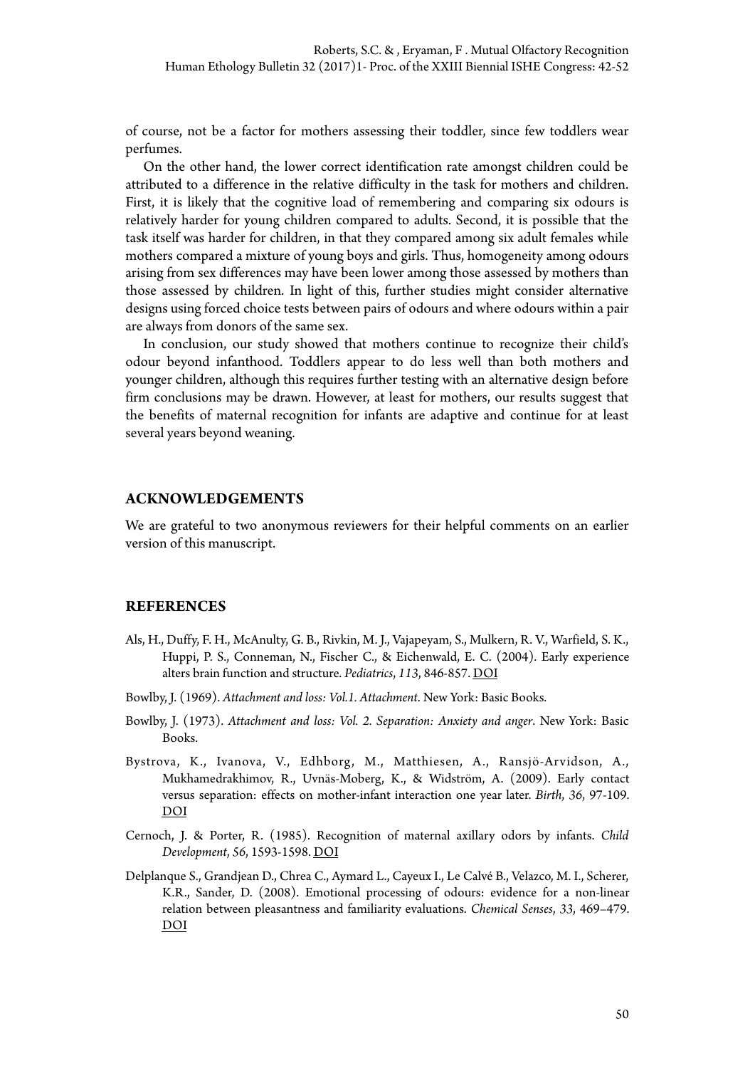of course, not be a factor for mothers assessing their toddler, since few toddlers wear perfumes.

On the other hand, the lower correct identification rate amongst children could be attributed to a difference in the relative difficulty in the task for mothers and children. First, it is likely that the cognitive load of remembering and comparing six odours is relatively harder for young children compared to adults. Second, it is possible that the task itself was harder for children, in that they compared among six adult females while mothers compared a mixture of young boys and girls. Thus, homogeneity among odours arising from sex differences may have been lower among those assessed by mothers than those assessed by children. In light of this, further studies might consider alternative designs using forced choice tests between pairs of odours and where odours within a pair are always from donors of the same sex.

In conclusion, our study showed that mothers continue to recognize their child's odour beyond infanthood. Toddlers appear to do less well than both mothers and younger children, although this requires further testing with an alternative design before firm conclusions may be drawn. However, at least for mothers, our results suggest that the benefits of maternal recognition for infants are adaptive and continue for at least several years beyond weaning.

## ACKNOWLEDGEMENTS

We are grateful to two anonymous reviewers for their helpful comments on an earlier version of this manuscript.

## REFERENCES

Als, H., Duffy, F. H., McAnulty, G. B., Rivkin, M. J., Vajapeyam, S., Mulkern, R. V., Warfield, S. K., Huppi, P. S., Conneman, N., Fischer C., & Eichenwald, E. C. (2004). Early experience alters brain function and structure. *Pediatrics*, *113*, 846-857. DOI

Bowlby, J. (1969). *Attachment and loss: Vol.1. Attachment*. New York: Basic Books.

Bowlby, J. (1973). *Attachment and loss: Vol. 2. Separation: Anxiety and anger*. New York: Basic Books.

Bystrova, K., Ivanova, V., Edhborg, M., Matthiesen, A., Ransjö-Arvidson, A., Mukhamedrakhimov, R., Uvnäs-Moberg, K., & Widström, A. (2009). Early contact versus separation: effects on mother-infant interaction one year later. *Birth*, *36*, 97-109. DOI

Cernoch, J. & Porter, R. (1985). Recognition of maternal axillary odors by infants. *Child Development*, *56*, 1593-1598. DOI

Delplanque S., Grandjean D., Chrea C., Aymard L., Cayeux I., Le Calvé B., Velazco, M. I., Scherer, K.R., Sander, D. (2008). Emotional processing of odours: evidence for a non-linear relation between pleasantness and familiarity evaluations. *Chemical Senses*, *33*, 469–479. DOI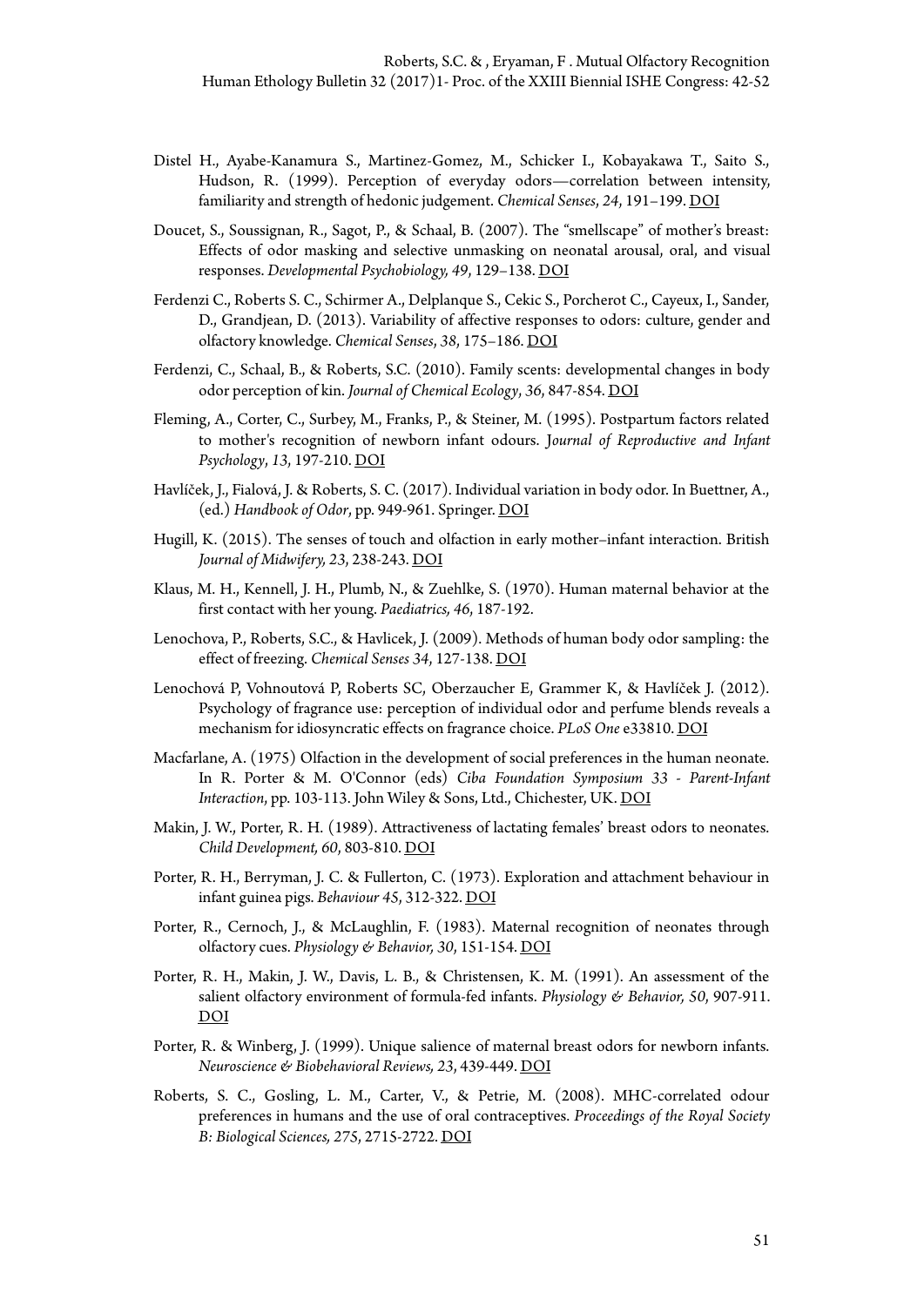Distel H., Ayabe-Kanamura S., Martinez-Gomez, M., Schicker I., Kobayakawa T., Saito S., Hudson, R. (1999). Perception of everyday odors—correlation between intensity, familiarity and strength of hedonic judgement. *Chemical Senses*, *24*, 191–199. DOI

Doucet, S., Soussignan, R., Sagot, P., & Schaal, B. (2007). The "smellscape" of mother's breast: Effects of odor masking and selective unmasking on neonatal arousal, oral, and visual responses. *Developmental Psychobiology, 49*, 129–138. DOI

Ferdenzi C., Roberts S. C., Schirmer A., Delplanque S., Cekic S., Porcherot C., Cayeux, I., Sander, D., Grandjean, D. (2013). Variability of affective responses to odors: culture, gender and olfactory knowledge. *Chemical Senses*, *38*, 175–186. DOI

Ferdenzi, C., Schaal, B., & Roberts, S.C. (2010). Family scents: developmental changes in body odor perception of kin. *Journal of Chemical Ecology*, *36*, 847-854. DOI

Fleming, A., Corter, C., Surbey, M., Franks, P., & Steiner, M. (1995). Postpartum factors related to mother's recognition of newborn infant odours. J*ournal of Reproductive and Infant Psychology*, *13*, 197-210. DOI

Havlíček, J., Fialová, J. & Roberts, S. C. (2017). Individual variation in body odor. In Buettner, A., (ed.) *Handbook of Odor*, pp. 949-961. Springer. DOI

Hugill, K. (2015). The senses of touch and olfaction in early mother–infant interaction. British *Journal of Midwifery, 23*, 238-243. DOI

Klaus, M. H., Kennell, J. H., Plumb, N., & Zuehlke, S. (1970). Human maternal behavior at the first contact with her young. *Paediatrics, 46*, 187-192.

Lenochova, P., Roberts, S.C., & Havlicek, J. (2009). Methods of human body odor sampling: the effect of freezing. *Chemical Senses 34*, 127-138. DOI

Lenochová P, Vohnoutová P, Roberts SC, Oberzaucher E, Grammer K, & Havlíček J. (2012). Psychology of fragrance use: perception of individual odor and perfume blends reveals a mechanism for idiosyncratic effects on fragrance choice. *PLoS One* e33810. DOI

Macfarlane, A. (1975) Olfaction in the development of social preferences in the human neonate. In R. Porter & M. O'Connor (eds) *Ciba Foundation Symposium 33 - Parent-Infant Interaction*, pp. 103-113. John Wiley & Sons, Ltd., Chichester, UK. DOI

Makin, J. W., Porter, R. H. (1989). Attractiveness of lactating females' breast odors to neonates. *Child Development, 60*, 803-810. DOI

Porter, R. H., Berryman, J. C. & Fullerton, C. (1973). Exploration and attachment behaviour in infant guinea pigs. *Behaviour 45*, 312-322. DOI

Porter, R., Cernoch, J., & McLaughlin, F. (1983). Maternal recognition of neonates through olfactory cues. *Physiology & Behavior, 30*, 151-154. DOI

Porter, R. H., Makin, J. W., Davis, L. B., & Christensen, K. M. (1991). An assessment of the salient olfactory environment of formula-fed infants. *Physiology & Behavior, 50*, 907-911. DOI

Porter, R. & Winberg, J. (1999). Unique salience of maternal breast odors for newborn infants. *Neuroscience & Biobehavioral Reviews, 23*, 439-449. DOI

Roberts, S. C., Gosling, L. M., Carter, V., & Petrie, M. (2008). MHC-correlated odour preferences in humans and the use of oral contraceptives. *Proceedings of the Royal Society B: Biological Sciences, 275*, 2715-2722. DOI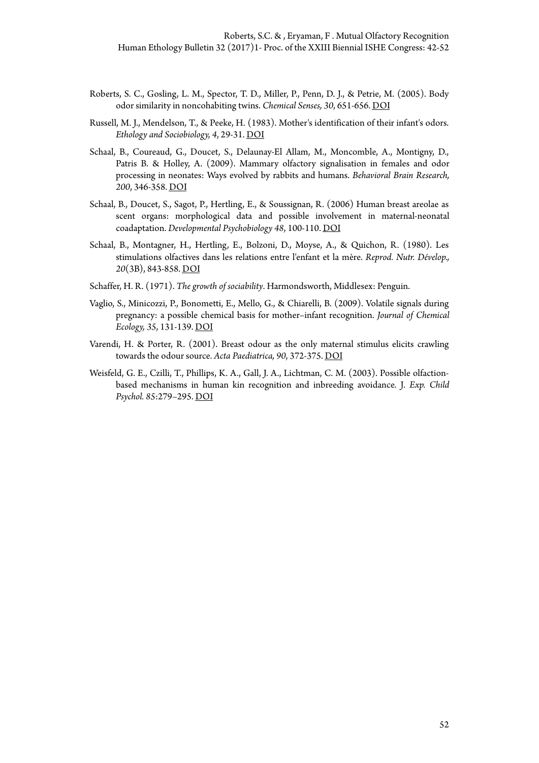Roberts, S. C., Gosling, L. M., Spector, T. D., Miller, P., Penn, D. J., & Petrie, M. (2005). Body odor similarity in noncohabiting twins. *Chemical Senses, 30*, 651-656. DOI

Russell, M. J., Mendelson, T., & Peeke, H. (1983). Mother's identification of their infant's odors. *Ethology and Sociobiology, 4*, 29-31. DOI

Schaal, B., Coureaud, G., Doucet, S., Delaunay-El Allam, M., Moncomble, A., Montigny, D., Patris B. & Holley, A. (2009). Mammary olfactory signalisation in females and odor processing in neonates: Ways evolved by rabbits and humans. *Behavioral Brain Research, 200*, 346-358. DOI

Schaal, B., Doucet, S., Sagot, P., Hertling, E., & Soussignan, R. (2006) Human breast areolae as scent organs: morphological data and possible involvement in maternal-neonatal coadaptation. *Developmental Psychobiology 48*, 100-110. DOI

Schaal, B., Montagner, H., Hertling, E., Bolzoni, D., Moyse, A., & Quichon, R. (1980). Les stimulations olfactives dans les relations entre l'enfant et la mère. *Reprod. Nutr. Dévelop., 20*(3B), 843-858. DOI

Schaffer, H. R. (1971). *The growth of sociability*. Harmondsworth, Middlesex: Penguin.

Vaglio, S., Minicozzi, P., Bonometti, E., Mello, G., & Chiarelli, B. (2009). Volatile signals during pregnancy: a possible chemical basis for mother–infant recognition. *Journal of Chemical Ecology, 35*, 131-139. DOI

Varendi, H. & Porter, R. (2001). Breast odour as the only maternal stimulus elicits crawling towards the odour source. *Acta Paediatrica, 90*, 372-375. DOI

Weisfeld, G. E., Czilli, T., Phillips, K. A., Gall, J. A., Lichtman, C. M. (2003). Possible olfaction-based mechanisms in human kin recognition and inbreeding avoidance. J. *Exp. Child Psychol. 85*:279–295. DOI